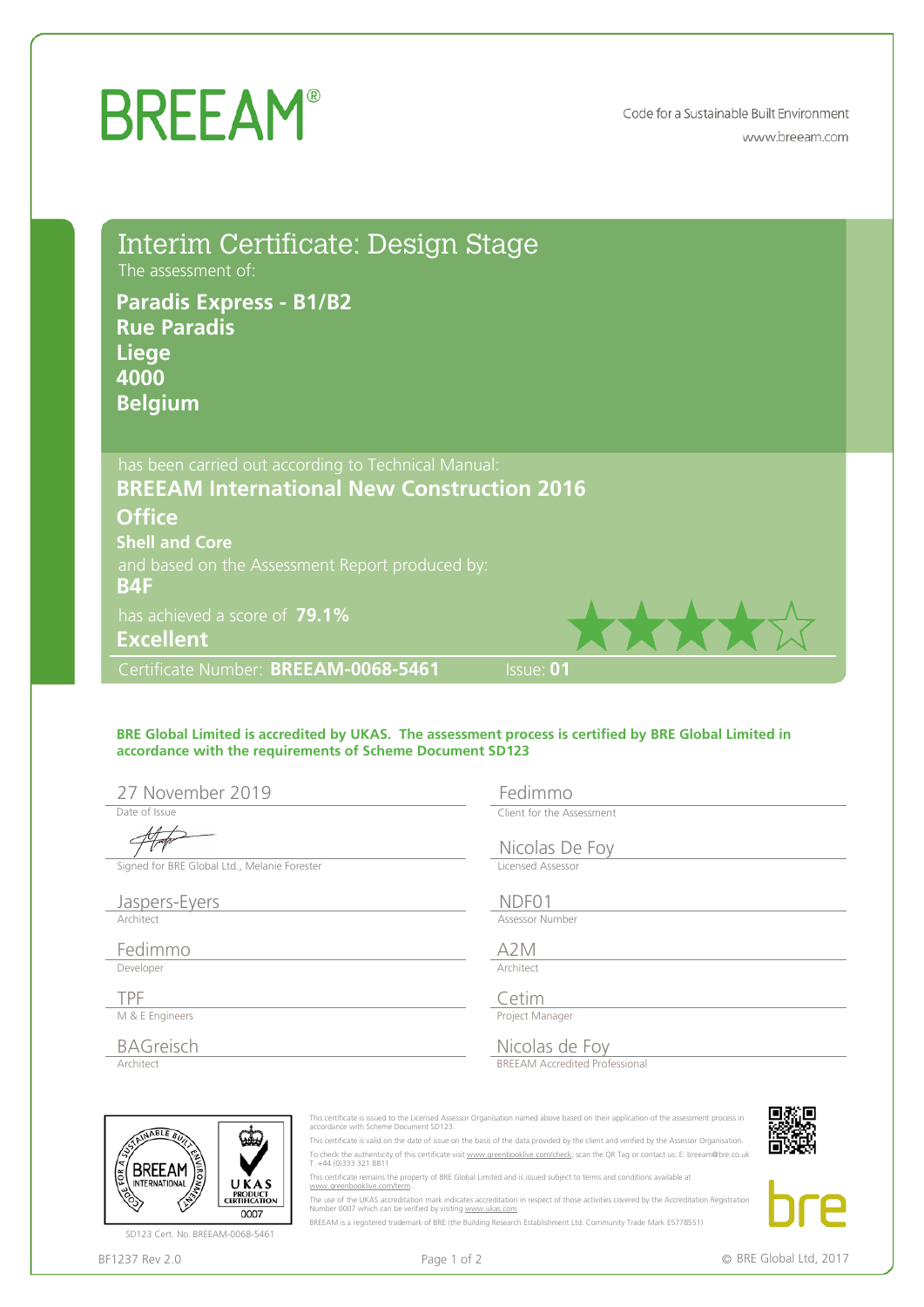# BREEAM®

Code for a Sustainable Built Environment
www.breeam.com

## Interim Certificate: Design Stage

The assessment of:

**Paradis Express - B1/B2**
**Rue Paradis**
**Liege**
**4000**
**Belgium**

has been carried out according to Technical Manual:

**BREEAM International New Construction 2016**
**Office**
**Shell and Core**

and based on the Assessment Report produced by:

**B4F**

has achieved a score of **79.1%**

**Excellent**

★★★★☆

Certificate Number: **BREEAM-0068-5461** Issue: **01**

**BRE Global Limited is accredited by UKAS. The assessment process is certified by BRE Global Limited in accordance with the requirements of Scheme Document SD123**

| | |
|---|---|
| 27 November 2019 | Fedimmo |
| Date of Issue | Client for the Assessment |
| | Nicolas De Foy |
| Signed for BRE Global Ltd., Melanie Forester | Licensed Assessor |
| Jaspers-Eyers | NDF01 |
| Architect | Assessor Number |
| Fedimmo | A2M |
| Developer | Architect |
| TPF | Cetim |
| M & E Engineers | Project Manager |
| BAGreisch | Nicolas de Foy |
| Architect | BREEAM Accredited Professional |

SD123 Cert. No. BREEAM-0068-5461

This certificate is issued to the Licensed Assessor Organisation named above based on their application of the assessment process in accordance with Scheme Document SD123.

This certificate is valid on the date of issue on the basis of the data provided by the client and verified by the Assessor Organisation.

To check the authenticity of this certificate visit www.greenbooklive.com/check, scan the QR Tag or contact us: E: breeam@bre.co.uk T. +44 (0)333 321 8811

This certificate remains the property of BRE Global Limited and is issued subject to terms and conditions available at www.greenbooklive.com/term

The use of the UKAS accreditation mark indicates accreditation in respect of those activities covered by the Accreditation Registration Number 0007 which can be verified by visiting www.ukas.com

BREEAM is a registered trademark of BRE (the Building Research Establishment Ltd. Community Trade Mark E5778551)

BF1237 Rev 2.0

© BRE Global Ltd, 2017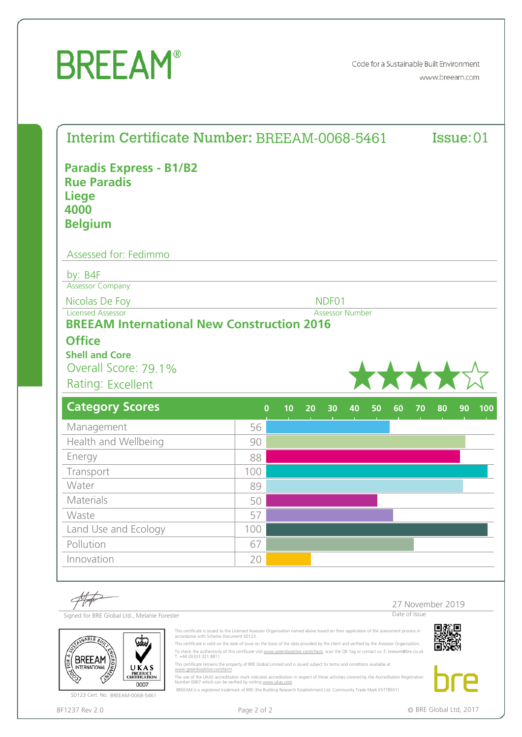BREEAM®

Code for a Sustainable Built Environment
www.breeam.com

## Interim Certificate Number: BREEAM-0068-5461 Issue: 01

**Paradis Express - B1/B2**
**Rue Paradis**
**Liege**
**4000**
**Belgium**

Assessed for: Fedimmo

by: B4F
Assessor Company

Nicolas De Foy — Licensed Assessor
NDF01 — Assessor Number

**BREEAM International New Construction 2016**

**Office**

**Shell and Core**

Overall Score: 79.1%

Rating: Excellent

## Category Scores

| Category | Score |
|---|---|
| Management | 56 |
| Health and Wellbeing | 90 |
| Energy | 88 |
| Transport | 100 |
| Water | 89 |
| Materials | 50 |
| Waste | 57 |
| Land Use and Ecology | 100 |
| Pollution | 67 |
| Innovation | 20 |

0 10 20 30 40 50 60 70 80 90 100

Signed for BRE Global Ltd., Melanie Forester

27 November 2019
Date of Issue

This certificate is issued to the Licensed Assessor Organisation named above based on their application of the assessment process in accordance with Scheme Document SD123.

This certificate is valid on the date of issue on the basis of the data provided by the client and verified by the Assessor Organisation.

To check the authenticity of this certificate visit www.greenbooklive.com/check, scan the QR Tag or contact us: E: breeam@bre.co.uk T. +44 (0)333 321 8811

This certificate remains the property of BRE Global Limited and is issued subject to terms and conditions available at www.greenbooklive.com/term

The use of the UKAS accreditation mark indicates accreditation in respect of those activities covered by the Accreditation Registration Number 0007 which can be verified by visiting www.ukas.com

BREEAM is a registered trademark of BRE (the Building Research Establishment Ltd. Community Trade Mark E5778551)

SD123 Cert. No. BREEAM-0068-5461

BF1237 Rev 2.0

© BRE Global Ltd, 2017